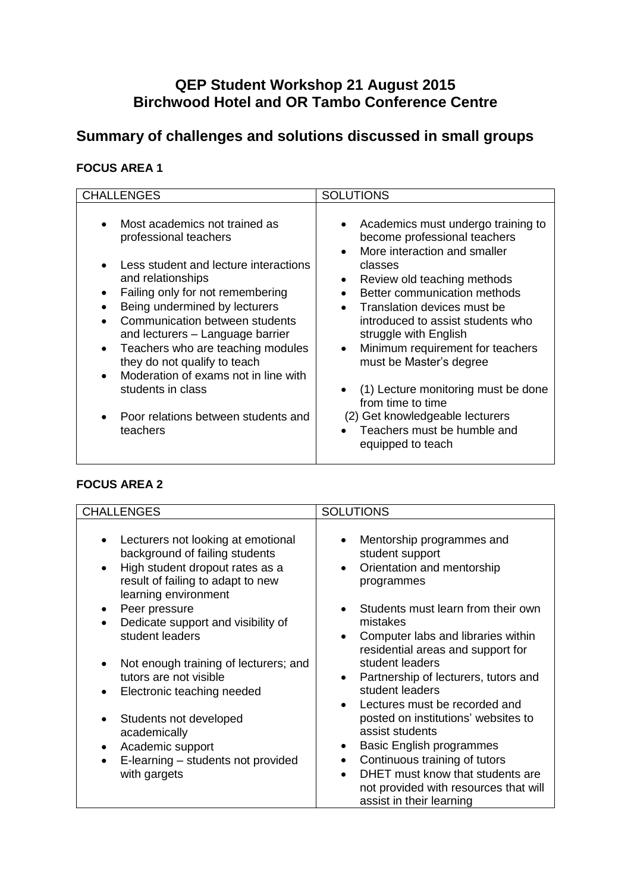# QEP Student Workshop 21 August 2015
# Birchwood Hotel and OR Tambo Conference Centre

## Summary of challenges and solutions discussed in small groups

### FOCUS AREA 1

| CHALLENGES | SOLUTIONS |
|---|---|
| • Most academics not trained as professional teachers<br><br>• Less student and lecture interactions and relationships<br>• Failing only for not remembering<br>• Being undermined by lecturers<br>• Communication between students and lecturers – Language barrier<br>• Teachers who are teaching modules they do not qualify to teach<br>• Moderation of exams not in line with students in class<br><br>• Poor relations between students and teachers | • Academics must undergo training to become professional teachers<br>• More interaction and smaller classes<br>• Review old teaching methods<br>• Better communication methods<br>• Translation devices must be introduced to assist students who struggle with English<br>• Minimum requirement for teachers must be Master's degree<br><br>• (1) Lecture monitoring must be done from time to time<br>(2) Get knowledgeable lecturers<br>• Teachers must be humble and equipped to teach |

### FOCUS AREA 2

| CHALLENGES | SOLUTIONS |
|---|---|
| • Lecturers not looking at emotional background of failing students<br>• High student dropout rates as a result of failing to adapt to new learning environment<br>• Peer pressure<br>• Dedicate support and visibility of student leaders<br><br>• Not enough training of lecturers; and tutors are not visible<br>• Electronic teaching needed<br><br>• Students not developed academically<br>• Academic support<br>• E-learning – students not provided with gargets | • Mentorship programmes and student support<br>• Orientation and mentorship programmes<br><br>• Students must learn from their own mistakes<br>• Computer labs and libraries within residential areas and support for student leaders<br>• Partnership of lecturers, tutors and student leaders<br>• Lectures must be recorded and posted on institutions' websites to assist students<br>• Basic English programmes<br>• Continuous training of tutors<br>• DHET must know that students are not provided with resources that will assist in their learning |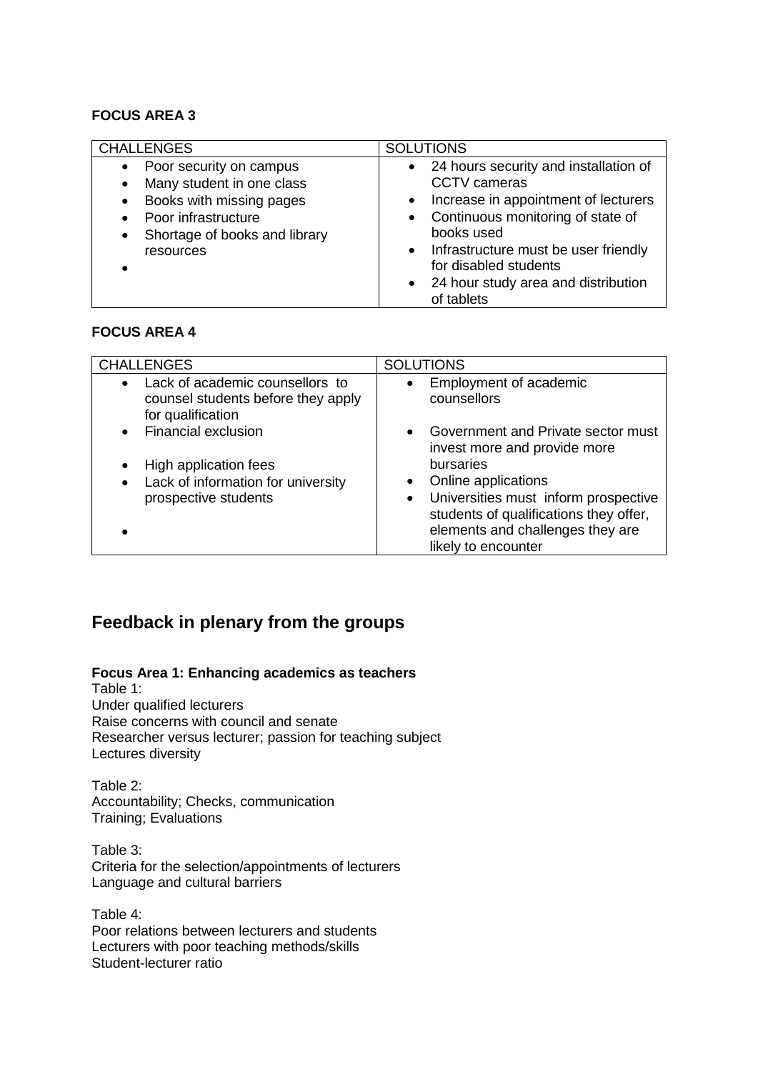**FOCUS AREA 3**

| CHALLENGES | SOLUTIONS |
|---|---|
| • Poor security on campus<br>• Many student in one class<br>• Books with missing pages<br>• Poor infrastructure<br>• Shortage of books and library resources<br>• | • 24 hours security and installation of CCTV cameras<br>• Increase in appointment of lecturers<br>• Continuous monitoring of state of books used<br>• Infrastructure must be user friendly for disabled students<br>• 24 hour study area and distribution of tablets |

**FOCUS AREA 4**

| CHALLENGES | SOLUTIONS |
|---|---|
| • Lack of academic counsellors to counsel students before they apply for qualification<br>• Financial exclusion<br>• High application fees<br>• Lack of information for university prospective students<br>• | • Employment of academic counsellors<br>• Government and Private sector must invest more and provide more bursaries<br>• Online applications<br>• Universities must inform prospective students of qualifications they offer, elements and challenges they are likely to encounter |

## Feedback in plenary from the groups

**Focus Area 1: Enhancing academics as teachers**

Table 1:
Under qualified lecturers
Raise concerns with council and senate
Researcher versus lecturer; passion for teaching subject
Lectures diversity

Table 2:
Accountability; Checks, communication
Training; Evaluations

Table 3:
Criteria for the selection/appointments of lecturers
Language and cultural barriers

Table 4:
Poor relations between lecturers and students
Lecturers with poor teaching methods/skills
Student-lecturer ratio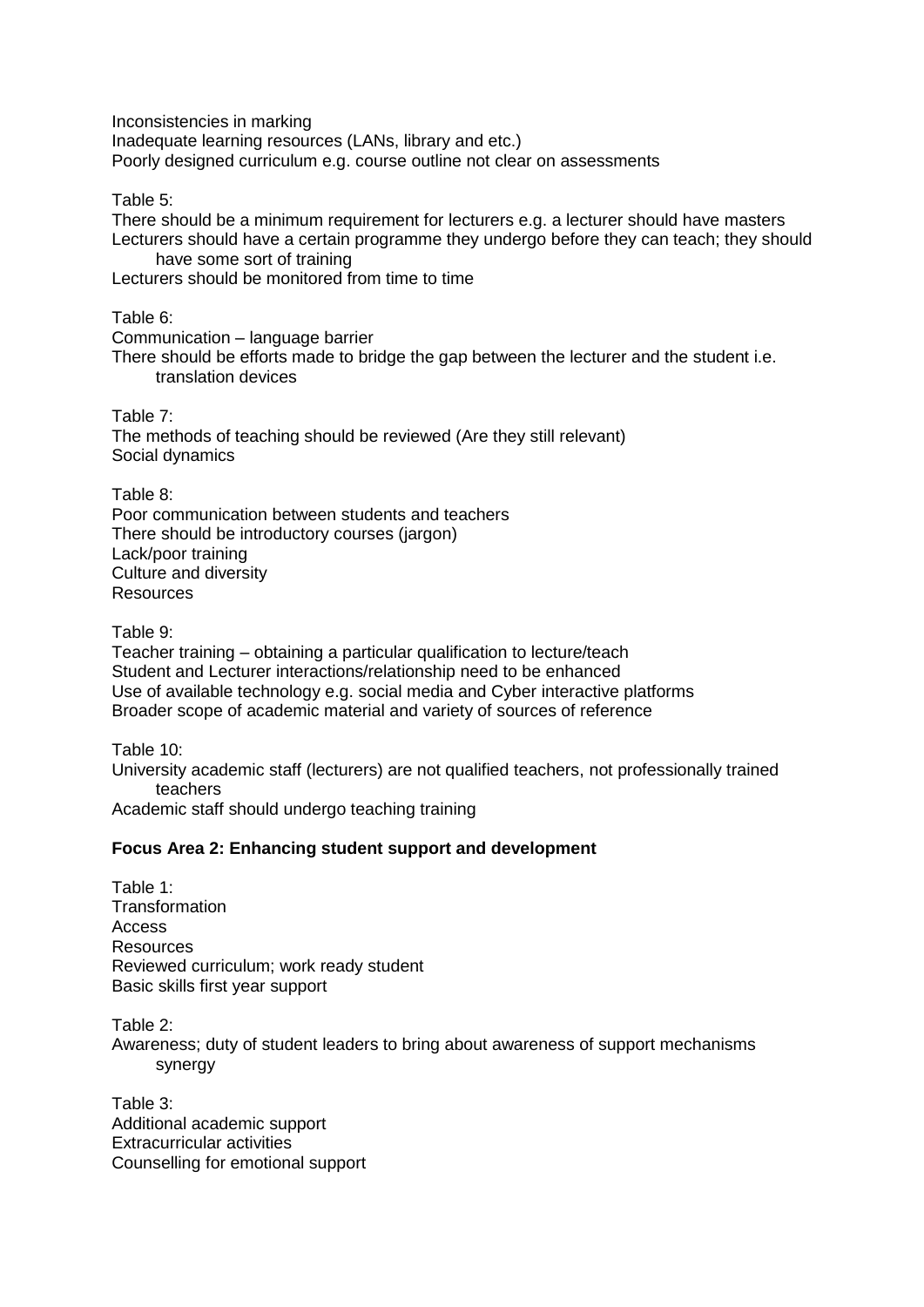Inconsistencies in marking
Inadequate learning resources (LANs, library and etc.)
Poorly designed curriculum e.g. course outline not clear on assessments

Table 5:
There should be a minimum requirement for lecturers e.g. a lecturer should have masters
Lecturers should have a certain programme they undergo before they can teach; they should have some sort of training
Lecturers should be monitored from time to time

Table 6:
Communication – language barrier
There should be efforts made to bridge the gap between the lecturer and the student i.e. translation devices

Table 7:
The methods of teaching should be reviewed (Are they still relevant)
Social dynamics

Table 8:
Poor communication between students and teachers
There should be introductory courses (jargon)
Lack/poor training
Culture and diversity
Resources

Table 9:
Teacher training – obtaining a particular qualification to lecture/teach
Student and Lecturer interactions/relationship need to be enhanced
Use of available technology e.g. social media and Cyber interactive platforms
Broader scope of academic material and variety of sources of reference

Table 10:
University academic staff (lecturers) are not qualified teachers, not professionally trained teachers
Academic staff should undergo teaching training

**Focus Area 2: Enhancing student support and development**

Table 1:
Transformation
Access
Resources
Reviewed curriculum; work ready student
Basic skills first year support

Table 2:
Awareness; duty of student leaders to bring about awareness of support mechanisms synergy

Table 3:
Additional academic support
Extracurricular activities
Counselling for emotional support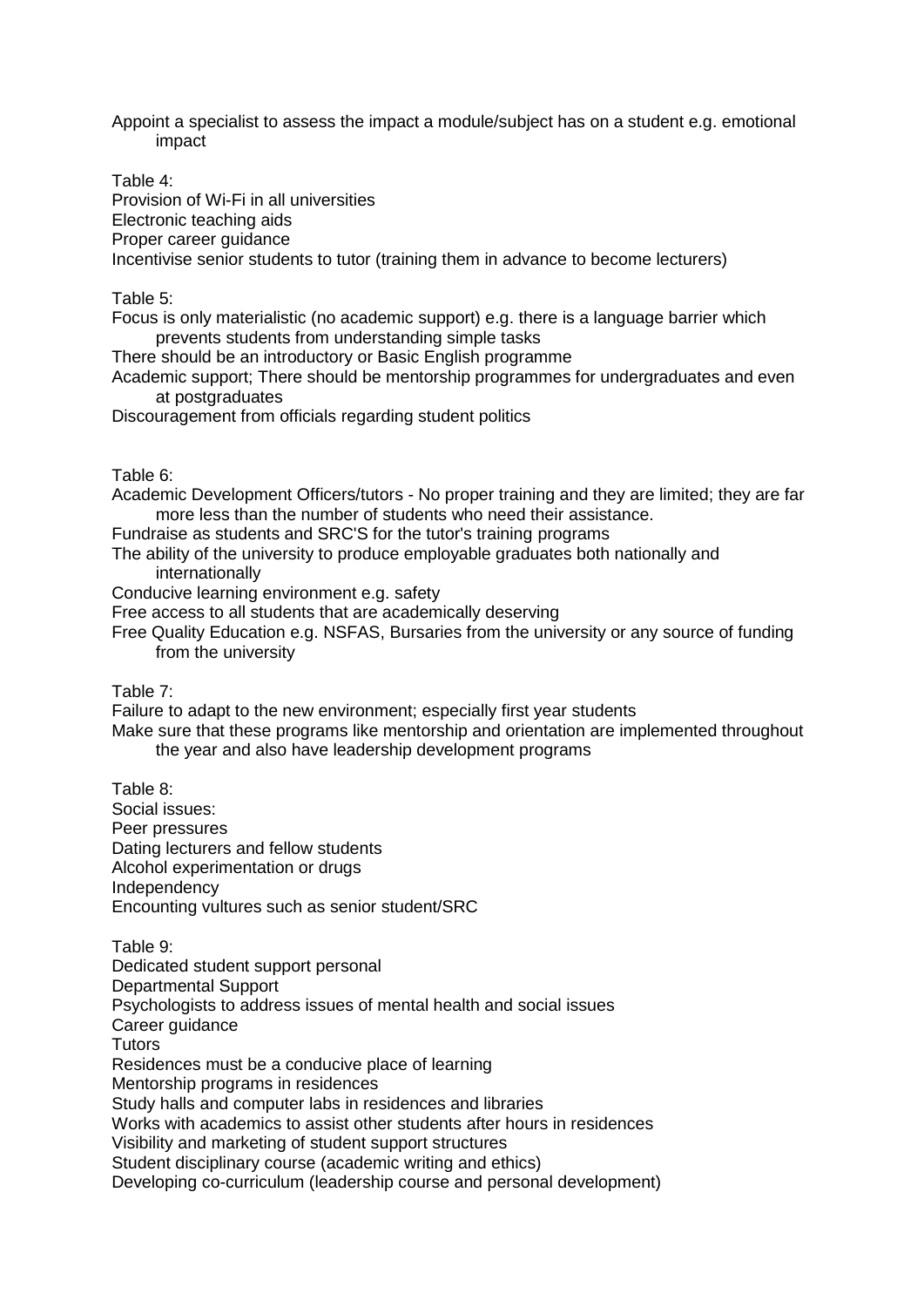Appoint a specialist to assess the impact a module/subject has on a student e.g. emotional impact

Table 4:

Provision of Wi-Fi in all universities
Electronic teaching aids
Proper career guidance
Incentivise senior students to tutor (training them in advance to become lecturers)

Table 5:

Focus is only materialistic (no academic support) e.g. there is a language barrier which prevents students from understanding simple tasks
There should be an introductory or Basic English programme
Academic support; There should be mentorship programmes for undergraduates and even at postgraduates
Discouragement from officials regarding student politics

Table 6:

Academic Development Officers/tutors - No proper training and they are limited; they are far more less than the number of students who need their assistance.
Fundraise as students and SRC'S for the tutor's training programs
The ability of the university to produce employable graduates both nationally and internationally
Conducive learning environment e.g. safety
Free access to all students that are academically deserving
Free Quality Education e.g. NSFAS, Bursaries from the university or any source of funding from the university

Table 7:

Failure to adapt to the new environment; especially first year students
Make sure that these programs like mentorship and orientation are implemented throughout the year and also have leadership development programs

Table 8:

Social issues:
Peer pressures
Dating lecturers and fellow students
Alcohol experimentation or drugs
Independency
Encounting vultures such as senior student/SRC

Table 9:

Dedicated student support personal
Departmental Support
Psychologists to address issues of mental health and social issues
Career guidance
Tutors
Residences must be a conducive place of learning
Mentorship programs in residences
Study halls and computer labs in residences and libraries
Works with academics to assist other students after hours in residences
Visibility and marketing of student support structures
Student disciplinary course (academic writing and ethics)
Developing co-curriculum (leadership course and personal development)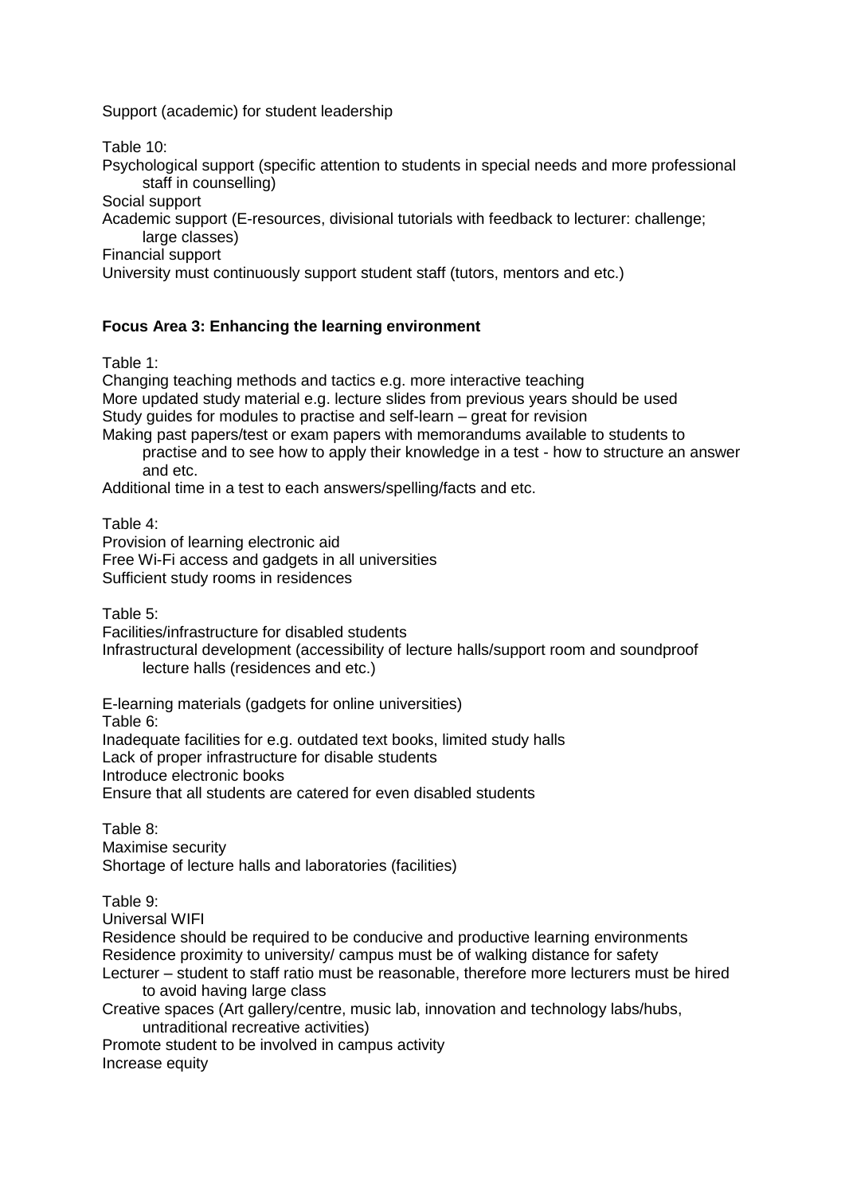Support (academic) for student leadership

Table 10:

Psychological support (specific attention to students in special needs and more professional staff in counselling)

Social support

Academic support (E-resources, divisional tutorials with feedback to lecturer: challenge; large classes)

Financial support

University must continuously support student staff (tutors, mentors and etc.)

**Focus Area 3: Enhancing the learning environment**

Table 1:

Changing teaching methods and tactics e.g. more interactive teaching

More updated study material e.g. lecture slides from previous years should be used

Study guides for modules to practise and self-learn – great for revision

Making past papers/test or exam papers with memorandums available to students to practise and to see how to apply their knowledge in a test - how to structure an answer and etc.

Additional time in a test to each answers/spelling/facts and etc.

Table 4:

Provision of learning electronic aid

Free Wi-Fi access and gadgets in all universities

Sufficient study rooms in residences

Table 5:

Facilities/infrastructure for disabled students

Infrastructural development (accessibility of lecture halls/support room and soundproof lecture halls (residences and etc.)

E-learning materials (gadgets for online universities)

Table 6:

Inadequate facilities for e.g. outdated text books, limited study halls

Lack of proper infrastructure for disable students

Introduce electronic books

Ensure that all students are catered for even disabled students

Table 8:

Maximise security

Shortage of lecture halls and laboratories (facilities)

Table 9:

Universal WIFI

Residence should be required to be conducive and productive learning environments

Residence proximity to university/ campus must be of walking distance for safety

Lecturer – student to staff ratio must be reasonable, therefore more lecturers must be hired to avoid having large class

Creative spaces (Art gallery/centre, music lab, innovation and technology labs/hubs, untraditional recreative activities)

Promote student to be involved in campus activity

Increase equity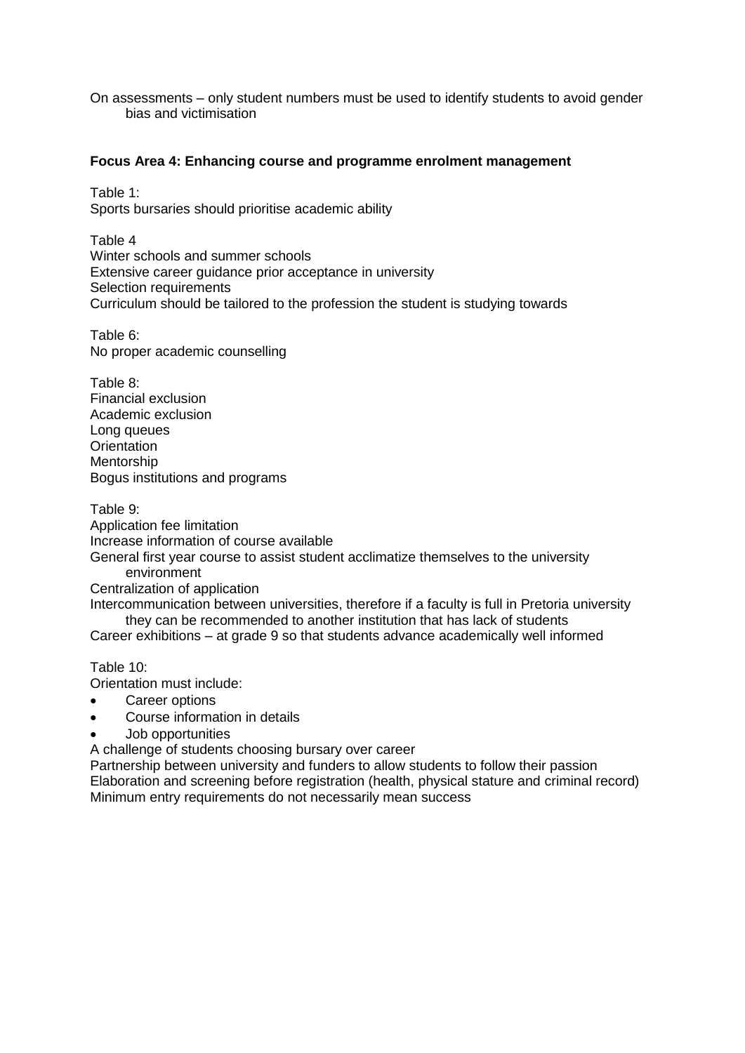On assessments – only student numbers must be used to identify students to avoid gender bias and victimisation

**Focus Area 4: Enhancing course and programme enrolment management**

Table 1:
Sports bursaries should prioritise academic ability

Table 4
Winter schools and summer schools
Extensive career guidance prior acceptance in university
Selection requirements
Curriculum should be tailored to the profession the student is studying towards

Table 6:
No proper academic counselling

Table 8:
Financial exclusion
Academic exclusion
Long queues
Orientation
Mentorship
Bogus institutions and programs

Table 9:
Application fee limitation
Increase information of course available
General first year course to assist student acclimatize themselves to the university environment
Centralization of application
Intercommunication between universities, therefore if a faculty is full in Pretoria university they can be recommended to another institution that has lack of students
Career exhibitions – at grade 9 so that students advance academically well informed

Table 10:
Orientation must include:

- Career options
- Course information in details
- Job opportunities

A challenge of students choosing bursary over career
Partnership between university and funders to allow students to follow their passion
Elaboration and screening before registration (health, physical stature and criminal record)
Minimum entry requirements do not necessarily mean success